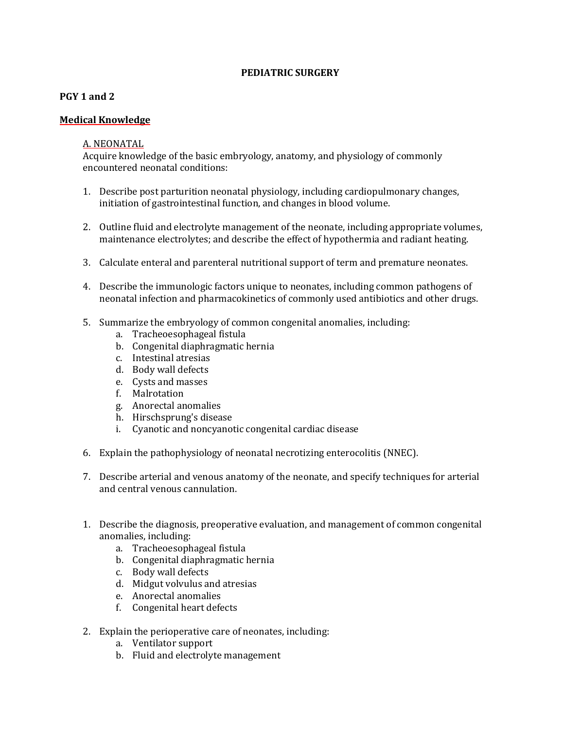# PEDIATRIC SURGERY

## PGY 1 and 2

### Medical Knowledge

A. NEONATAL

Acquire knowledge of the basic embryology, anatomy, and physiology of commonly encountered neonatal conditions:

1. Describe post parturition neonatal physiology, including cardiopulmonary changes, initiation of gastrointestinal function, and changes in blood volume.

2. Outline fluid and electrolyte management of the neonate, including appropriate volumes, maintenance electrolytes; and describe the effect of hypothermia and radiant heating.

3. Calculate enteral and parenteral nutritional support of term and premature neonates.

4. Describe the immunologic factors unique to neonates, including common pathogens of neonatal infection and pharmacokinetics of commonly used antibiotics and other drugs.

5. Summarize the embryology of common congenital anomalies, including:
   a. Tracheoesophageal fistula
   b. Congenital diaphragmatic hernia
   c. Intestinal atresias
   d. Body wall defects
   e. Cysts and masses
   f. Malrotation
   g. Anorectal anomalies
   h. Hirschsprung's disease
   i. Cyanotic and noncyanotic congenital cardiac disease

6. Explain the pathophysiology of neonatal necrotizing enterocolitis (NNEC).

7. Describe arterial and venous anatomy of the neonate, and specify techniques for arterial and central venous cannulation.

1. Describe the diagnosis, preoperative evaluation, and management of common congenital anomalies, including:
   a. Tracheoesophageal fistula
   b. Congenital diaphragmatic hernia
   c. Body wall defects
   d. Midgut volvulus and atresias
   e. Anorectal anomalies
   f. Congenital heart defects

2. Explain the perioperative care of neonates, including:
   a. Ventilator support
   b. Fluid and electrolyte management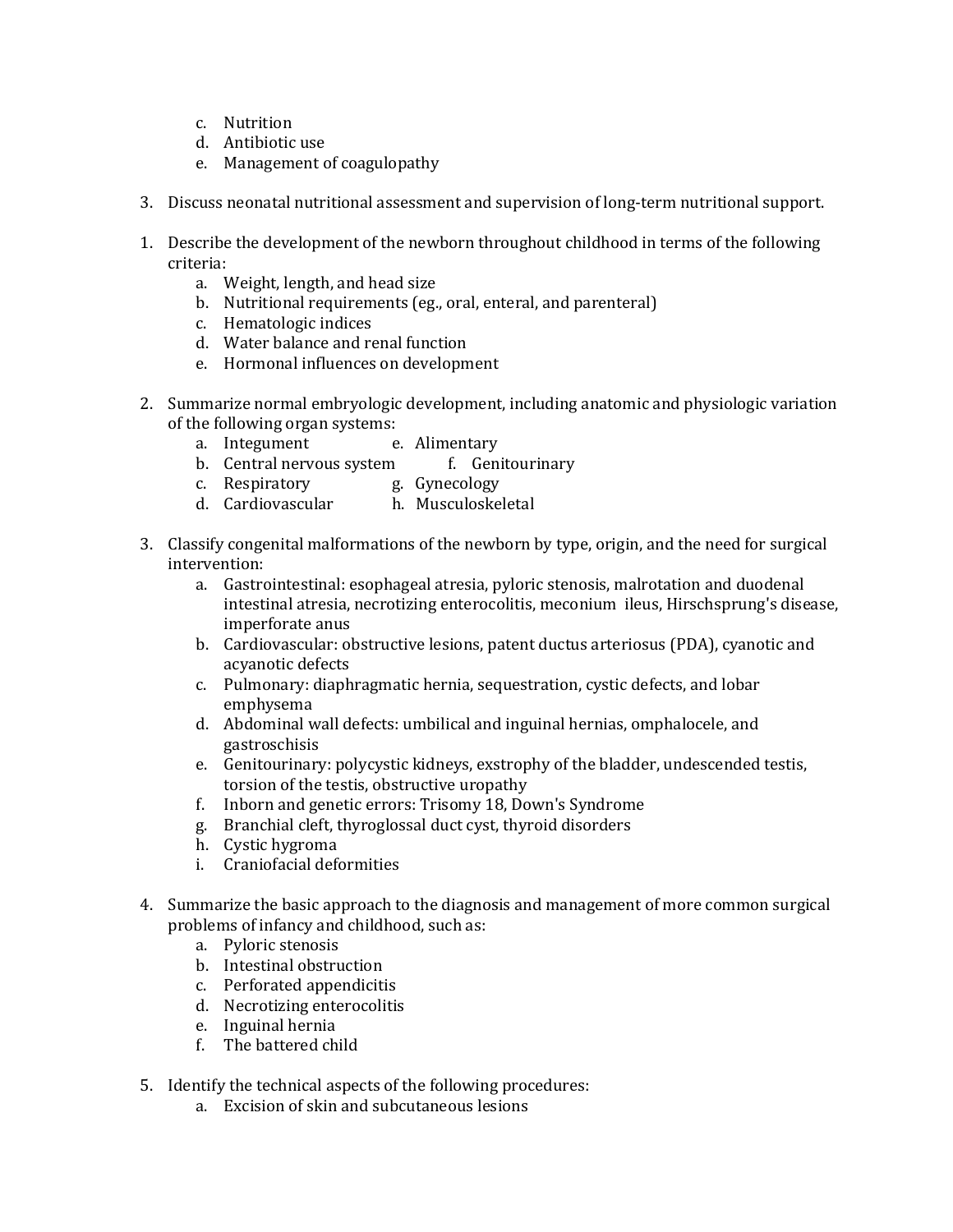c. Nutrition
   d. Antibiotic use
   e. Management of coagulopathy

3. Discuss neonatal nutritional assessment and supervision of long-term nutritional support.

1. Describe the development of the newborn throughout childhood in terms of the following criteria:
   a. Weight, length, and head size
   b. Nutritional requirements (eg., oral, enteral, and parenteral)
   c. Hematologic indices
   d. Water balance and renal function
   e. Hormonal influences on development

2. Summarize normal embryologic development, including anatomic and physiologic variation of the following organ systems:
   a. Integument
   b. Central nervous system
   c. Respiratory
   d. Cardiovascular
   e. Alimentary
   f. Genitourinary
   g. Gynecology
   h. Musculoskeletal

3. Classify congenital malformations of the newborn by type, origin, and the need for surgical intervention:
   a. Gastrointestinal: esophageal atresia, pyloric stenosis, malrotation and duodenal intestinal atresia, necrotizing enterocolitis, meconium ileus, Hirschsprung's disease, imperforate anus
   b. Cardiovascular: obstructive lesions, patent ductus arteriosus (PDA), cyanotic and acyanotic defects
   c. Pulmonary: diaphragmatic hernia, sequestration, cystic defects, and lobar emphysema
   d. Abdominal wall defects: umbilical and inguinal hernias, omphalocele, and gastroschisis
   e. Genitourinary: polycystic kidneys, exstrophy of the bladder, undescended testis, torsion of the testis, obstructive uropathy
   f. Inborn and genetic errors: Trisomy 18, Down's Syndrome
   g. Branchial cleft, thyroglossal duct cyst, thyroid disorders
   h. Cystic hygroma
   i. Craniofacial deformities

4. Summarize the basic approach to the diagnosis and management of more common surgical problems of infancy and childhood, such as:
   a. Pyloric stenosis
   b. Intestinal obstruction
   c. Perforated appendicitis
   d. Necrotizing enterocolitis
   e. Inguinal hernia
   f. The battered child

5. Identify the technical aspects of the following procedures:
   a. Excision of skin and subcutaneous lesions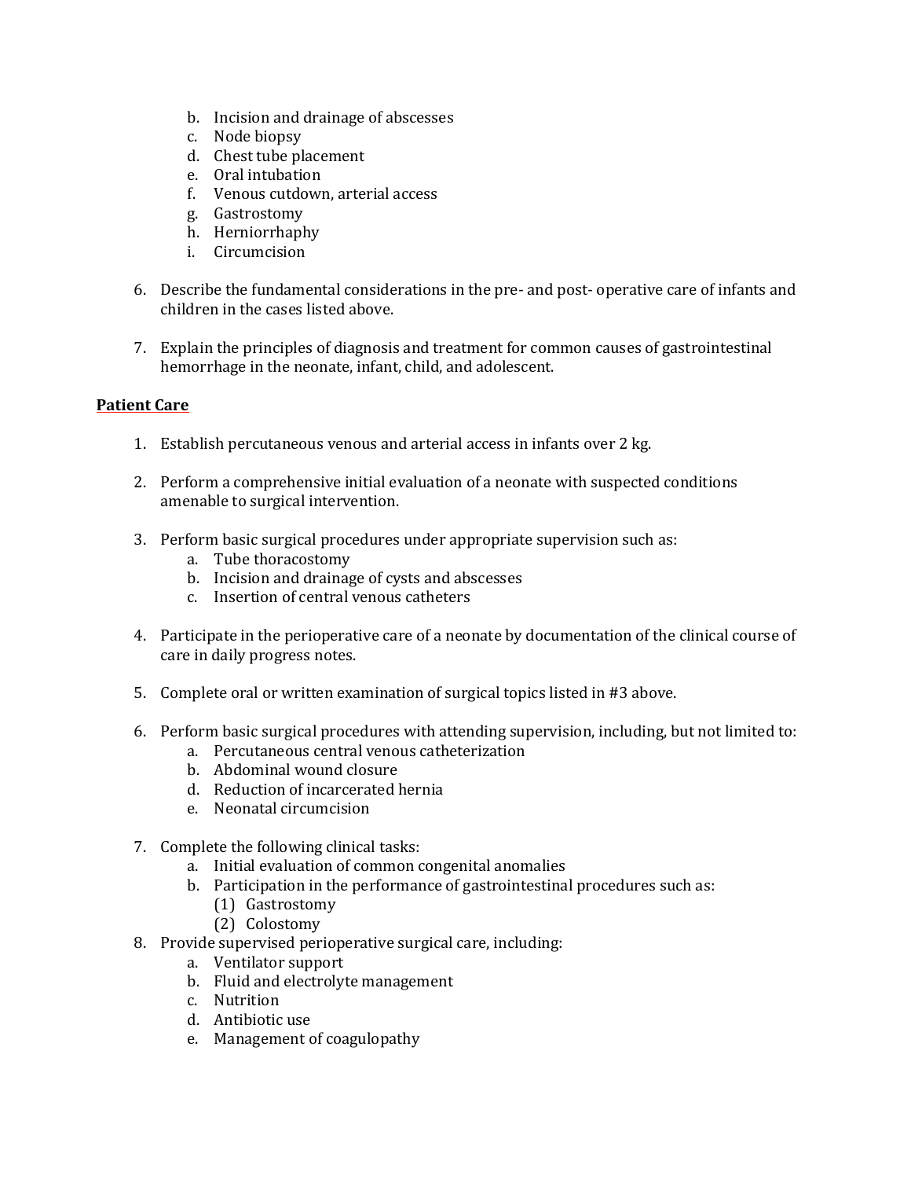b. Incision and drainage of abscesses
   c. Node biopsy
   d. Chest tube placement
   e. Oral intubation
   f. Venous cutdown, arterial access
   g. Gastrostomy
   h. Herniorrhaphy
   i. Circumcision

6. Describe the fundamental considerations in the pre- and post- operative care of infants and children in the cases listed above.

7. Explain the principles of diagnosis and treatment for common causes of gastrointestinal hemorrhage in the neonate, infant, child, and adolescent.

**Patient Care**

1. Establish percutaneous venous and arterial access in infants over 2 kg.

2. Perform a comprehensive initial evaluation of a neonate with suspected conditions amenable to surgical intervention.

3. Perform basic surgical procedures under appropriate supervision such as:
   a. Tube thoracostomy
   b. Incision and drainage of cysts and abscesses
   c. Insertion of central venous catheters

4. Participate in the perioperative care of a neonate by documentation of the clinical course of care in daily progress notes.

5. Complete oral or written examination of surgical topics listed in #3 above.

6. Perform basic surgical procedures with attending supervision, including, but not limited to:
   a. Percutaneous central venous catheterization
   b. Abdominal wound closure
   d. Reduction of incarcerated hernia
   e. Neonatal circumcision

7. Complete the following clinical tasks:
   a. Initial evaluation of common congenital anomalies
   b. Participation in the performance of gastrointestinal procedures such as:
      (1) Gastrostomy
      (2) Colostomy

8. Provide supervised perioperative surgical care, including:
   a. Ventilator support
   b. Fluid and electrolyte management
   c. Nutrition
   d. Antibiotic use
   e. Management of coagulopathy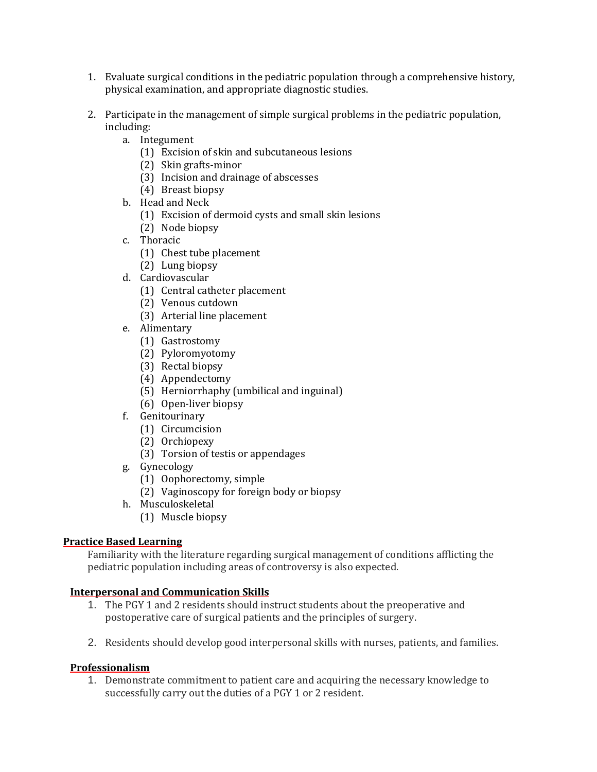1. Evaluate surgical conditions in the pediatric population through a comprehensive history, physical examination, and appropriate diagnostic studies.

2. Participate in the management of simple surgical problems in the pediatric population, including:
   a. Integument
      (1) Excision of skin and subcutaneous lesions
      (2) Skin grafts-minor
      (3) Incision and drainage of abscesses
      (4) Breast biopsy
   b. Head and Neck
      (1) Excision of dermoid cysts and small skin lesions
      (2) Node biopsy
   c. Thoracic
      (1) Chest tube placement
      (2) Lung biopsy
   d. Cardiovascular
      (1) Central catheter placement
      (2) Venous cutdown
      (3) Arterial line placement
   e. Alimentary
      (1) Gastrostomy
      (2) Pyloromyotomy
      (3) Rectal biopsy
      (4) Appendectomy
      (5) Herniorrhaphy (umbilical and inguinal)
      (6) Open-liver biopsy
   f. Genitourinary
      (1) Circumcision
      (2) Orchiopexy
      (3) Torsion of testis or appendages
   g. Gynecology
      (1) Oophorectomy, simple
      (2) Vaginoscopy for foreign body or biopsy
   h. Musculoskeletal
      (1) Muscle biopsy

**Practice Based Learning**

Familiarity with the literature regarding surgical management of conditions afflicting the pediatric population including areas of controversy is also expected.

**Interpersonal and Communication Skills**

1. The PGY 1 and 2 residents should instruct students about the preoperative and postoperative care of surgical patients and the principles of surgery.

2. Residents should develop good interpersonal skills with nurses, patients, and families.

**Professionalism**

1. Demonstrate commitment to patient care and acquiring the necessary knowledge to successfully carry out the duties of a PGY 1 or 2 resident.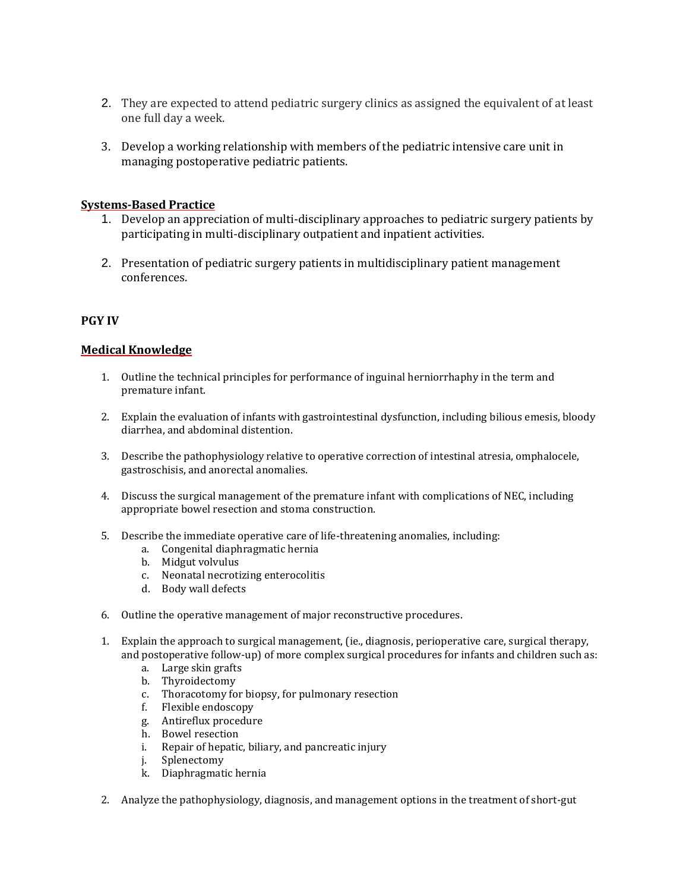2. They are expected to attend pediatric surgery clinics as assigned the equivalent of at least one full day a week.

3. Develop a working relationship with members of the pediatric intensive care unit in managing postoperative pediatric patients.

**Systems-Based Practice**

1. Develop an appreciation of multi-disciplinary approaches to pediatric surgery patients by participating in multi-disciplinary outpatient and inpatient activities.

2. Presentation of pediatric surgery patients in multidisciplinary patient management conferences.

**PGY IV**

**Medical Knowledge**

1. Outline the technical principles for performance of inguinal herniorrhaphy in the term and premature infant.

2. Explain the evaluation of infants with gastrointestinal dysfunction, including bilious emesis, bloody diarrhea, and abdominal distention.

3. Describe the pathophysiology relative to operative correction of intestinal atresia, omphalocele, gastroschisis, and anorectal anomalies.

4. Discuss the surgical management of the premature infant with complications of NEC, including appropriate bowel resection and stoma construction.

5. Describe the immediate operative care of life-threatening anomalies, including:
   a. Congenital diaphragmatic hernia
   b. Midgut volvulus
   c. Neonatal necrotizing enterocolitis
   d. Body wall defects

6. Outline the operative management of major reconstructive procedures.

1. Explain the approach to surgical management, (ie., diagnosis, perioperative care, surgical therapy, and postoperative follow-up) of more complex surgical procedures for infants and children such as:
   a. Large skin grafts
   b. Thyroidectomy
   c. Thoracotomy for biopsy, for pulmonary resection
   f. Flexible endoscopy
   g. Antireflux procedure
   h. Bowel resection
   i. Repair of hepatic, biliary, and pancreatic injury
   j. Splenectomy
   k. Diaphragmatic hernia

2. Analyze the pathophysiology, diagnosis, and management options in the treatment of short-gut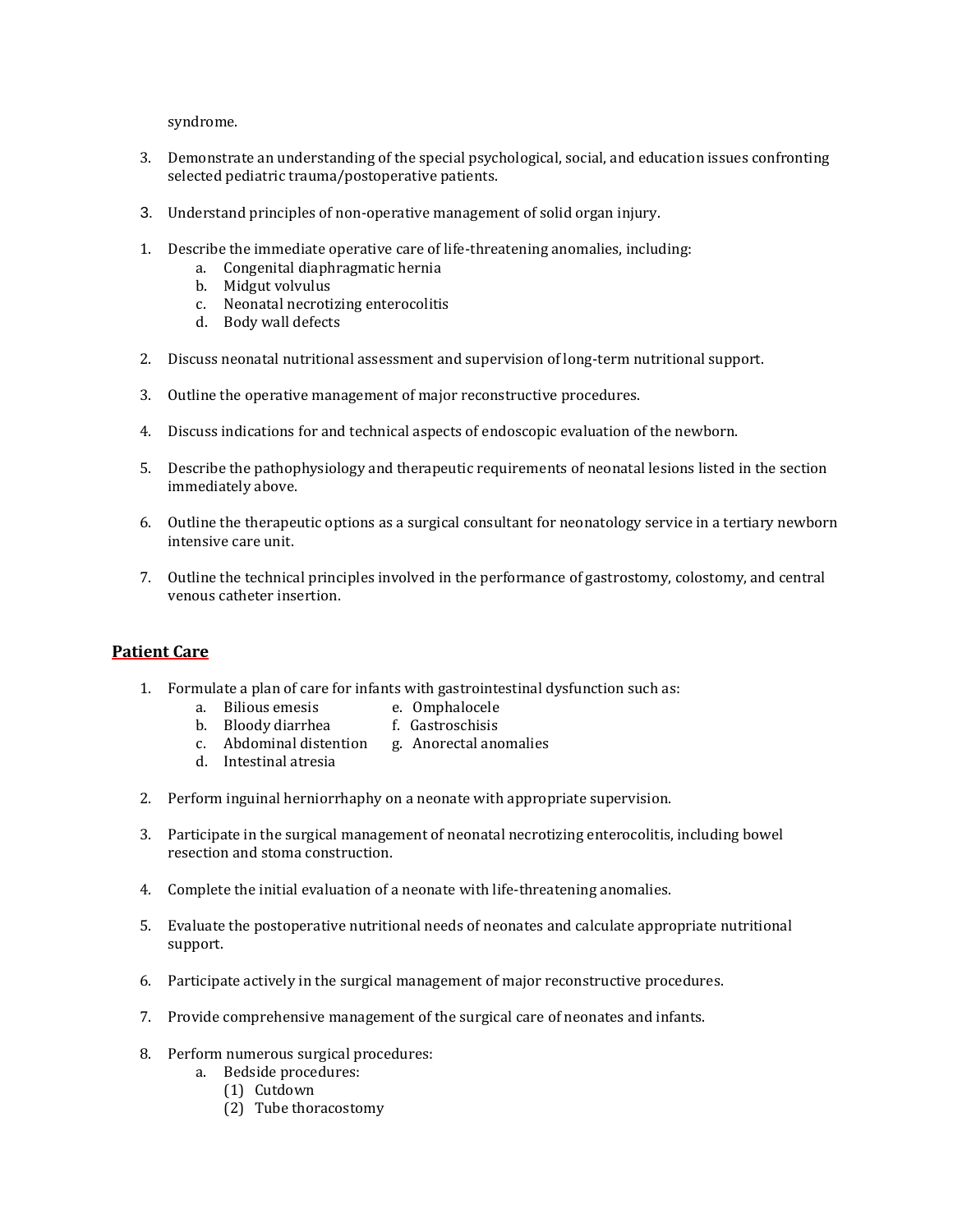syndrome.

3. Demonstrate an understanding of the special psychological, social, and education issues confronting selected pediatric trauma/postoperative patients.

3. Understand principles of non-operative management of solid organ injury.

1. Describe the immediate operative care of life-threatening anomalies, including:
   a. Congenital diaphragmatic hernia
   b. Midgut volvulus
   c. Neonatal necrotizing enterocolitis
   d. Body wall defects

2. Discuss neonatal nutritional assessment and supervision of long-term nutritional support.

3. Outline the operative management of major reconstructive procedures.

4. Discuss indications for and technical aspects of endoscopic evaluation of the newborn.

5. Describe the pathophysiology and therapeutic requirements of neonatal lesions listed in the section immediately above.

6. Outline the therapeutic options as a surgical consultant for neonatology service in a tertiary newborn intensive care unit.

7. Outline the technical principles involved in the performance of gastrostomy, colostomy, and central venous catheter insertion.

## Patient Care

1. Formulate a plan of care for infants with gastrointestinal dysfunction such as:
   a. Bilious emesis
   b. Bloody diarrhea
   c. Abdominal distention
   d. Intestinal atresia
   e. Omphalocele
   f. Gastroschisis
   g. Anorectal anomalies

2. Perform inguinal herniorrhaphy on a neonate with appropriate supervision.

3. Participate in the surgical management of neonatal necrotizing enterocolitis, including bowel resection and stoma construction.

4. Complete the initial evaluation of a neonate with life-threatening anomalies.

5. Evaluate the postoperative nutritional needs of neonates and calculate appropriate nutritional support.

6. Participate actively in the surgical management of major reconstructive procedures.

7. Provide comprehensive management of the surgical care of neonates and infants.

8. Perform numerous surgical procedures:
   a. Bedside procedures:
      (1) Cutdown
      (2) Tube thoracostomy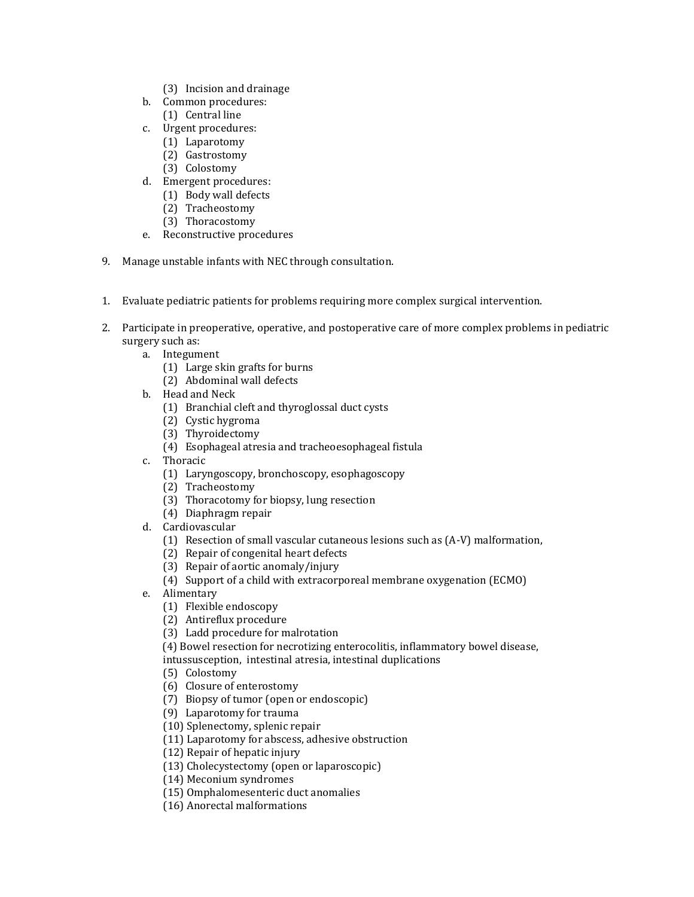(3) Incision and drainage
    b. Common procedures:
        (1) Central line
    c. Urgent procedures:
        (1) Laparotomy
        (2) Gastrostomy
        (3) Colostomy
    d. Emergent procedures:
        (1) Body wall defects
        (2) Tracheostomy
        (3) Thoracostomy
    e. Reconstructive procedures

9. Manage unstable infants with NEC through consultation.

1. Evaluate pediatric patients for problems requiring more complex surgical intervention.

2. Participate in preoperative, operative, and postoperative care of more complex problems in pediatric surgery such as:
    a. Integument
        (1) Large skin grafts for burns
        (2) Abdominal wall defects
    b. Head and Neck
        (1) Branchial cleft and thyroglossal duct cysts
        (2) Cystic hygroma
        (3) Thyroidectomy
        (4) Esophageal atresia and tracheoesophageal fistula
    c. Thoracic
        (1) Laryngoscopy, bronchoscopy, esophagoscopy
        (2) Tracheostomy
        (3) Thoracotomy for biopsy, lung resection
        (4) Diaphragm repair
    d. Cardiovascular
        (1) Resection of small vascular cutaneous lesions such as (A-V) malformation,
        (2) Repair of congenital heart defects
        (3) Repair of aortic anomaly/injury
        (4) Support of a child with extracorporeal membrane oxygenation (ECMO)
    e. Alimentary
        (1) Flexible endoscopy
        (2) Antireflux procedure
        (3) Ladd procedure for malrotation
        (4) Bowel resection for necrotizing enterocolitis, inflammatory bowel disease, intussusception, intestinal atresia, intestinal duplications
        (5) Colostomy
        (6) Closure of enterostomy
        (7) Biopsy of tumor (open or endoscopic)
        (9) Laparotomy for trauma
        (10) Splenectomy, splenic repair
        (11) Laparotomy for abscess, adhesive obstruction
        (12) Repair of hepatic injury
        (13) Cholecystectomy (open or laparoscopic)
        (14) Meconium syndromes
        (15) Omphalomesenteric duct anomalies
        (16) Anorectal malformations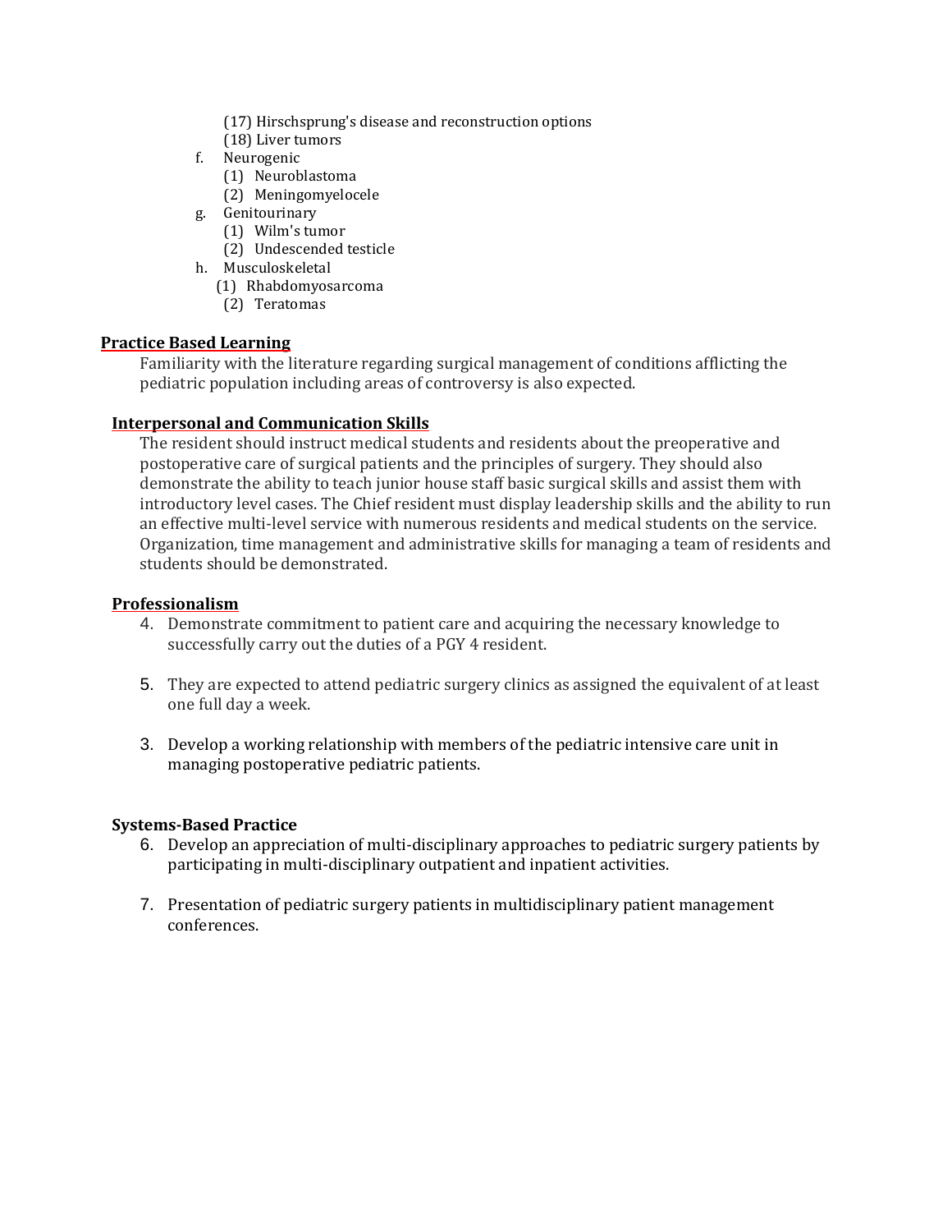(17) Hirschsprung's disease and reconstruction options

(18) Liver tumors

f. Neurogenic

(1) Neuroblastoma

(2) Meningomyelocele

g. Genitourinary

(1) Wilm's tumor

(2) Undescended testicle

h. Musculoskeletal

(1) Rhabdomyosarcoma

(2) Teratomas

**Practice Based Learning**

Familiarity with the literature regarding surgical management of conditions afflicting the pediatric population including areas of controversy is also expected.

**Interpersonal and Communication Skills**

The resident should instruct medical students and residents about the preoperative and postoperative care of surgical patients and the principles of surgery. They should also demonstrate the ability to teach junior house staff basic surgical skills and assist them with introductory level cases. The Chief resident must display leadership skills and the ability to run an effective multi-level service with numerous residents and medical students on the service. Organization, time management and administrative skills for managing a team of residents and students should be demonstrated.

**Professionalism**

4. Demonstrate commitment to patient care and acquiring the necessary knowledge to successfully carry out the duties of a PGY 4 resident.

5. They are expected to attend pediatric surgery clinics as assigned the equivalent of at least one full day a week.

3. Develop a working relationship with members of the pediatric intensive care unit in managing postoperative pediatric patients.

**Systems-Based Practice**

6. Develop an appreciation of multi-disciplinary approaches to pediatric surgery patients by participating in multi-disciplinary outpatient and inpatient activities.

7. Presentation of pediatric surgery patients in multidisciplinary patient management conferences.